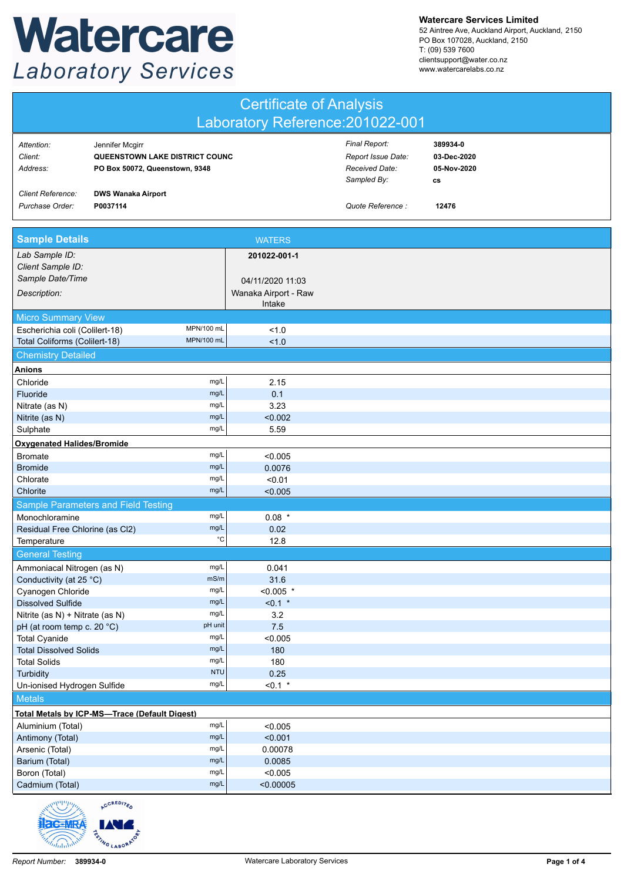# Watercare Laboratory Services

**Watercare Services Limited**
52 Aintree Ave, Auckland Airport, Auckland, 2150
PO Box 107028, Auckland, 2150
T: (09) 539 7600
clientsupport@water.co.nz
www.watercarelabs.co.nz

## Certificate of Analysis
## Laboratory Reference:201022-001

| | | | |
|---|---|---|---|
| *Attention:* | Jennifer Mcgirr | *Final Report:* | **389934-0** |
| *Client:* | **QUEENSTOWN LAKE DISTRICT COUNC** | *Report Issue Date:* | **03-Dec-2020** |
| *Address:* | **PO Box 50072, Queenstown, 9348** | *Received Date:* | **05-Nov-2020** |
| | | *Sampled By:* | **cs** |
| *Client Reference:* | **DWS Wanaka Airport** | | |
| *Purchase Order:* | **P0037114** | *Quote Reference :* | **12476** |

| **Sample Details** | | WATERS |
|---|---|---|
| *Lab Sample ID:* | | **201022-001-1** |
| *Client Sample ID:* | | |
| *Sample Date/Time* | | 04/11/2020 11:03 |
| *Description:* | | Wanaka Airport - Raw Intake |
| **Micro Summary View** | | |
| Escherichia coli (Colilert-18) | MPN/100 mL | <1.0 |
| Total Coliforms (Colilert-18) | MPN/100 mL | <1.0 |
| **Chemistry Detailed** | | |
| **Anions** | | |
| Chloride | mg/L | 2.15 |
| Fluoride | mg/L | 0.1 |
| Nitrate (as N) | mg/L | 3.23 |
| Nitrite (as N) | mg/L | <0.002 |
| Sulphate | mg/L | 5.59 |
| **Oxygenated Halides/Bromide** | | |
| Bromate | mg/L | <0.005 |
| Bromide | mg/L | 0.0076 |
| Chlorate | mg/L | <0.01 |
| Chlorite | mg/L | <0.005 |
| **Sample Parameters and Field Testing** | | |
| Monochloramine | mg/L | 0.08 * |
| Residual Free Chlorine (as Cl2) | mg/L | 0.02 |
| Temperature | °C | 12.8 |
| **General Testing** | | |
| Ammoniacal Nitrogen (as N) | mg/L | 0.041 |
| Conductivity (at 25 °C) | mS/m | 31.6 |
| Cyanogen Chloride | mg/L | <0.005 * |
| Dissolved Sulfide | mg/L | <0.1 * |
| Nitrite (as N) + Nitrate (as N) | mg/L | 3.2 |
| pH (at room temp c. 20 °C) | pH unit | 7.5 |
| Total Cyanide | mg/L | <0.005 |
| Total Dissolved Solids | mg/L | 180 |
| Total Solids | mg/L | 180 |
| Turbidity | NTU | 0.25 |
| Un-ionised Hydrogen Sulfide | mg/L | <0.1 * |
| **Metals** | | |
| **Total Metals by ICP-MS—Trace (Default Digest)** | | |
| Aluminium (Total) | mg/L | <0.005 |
| Antimony (Total) | mg/L | <0.001 |
| Arsenic (Total) | mg/L | 0.00078 |
| Barium (Total) | mg/L | 0.0085 |
| Boron (Total) | mg/L | <0.005 |
| Cadmium (Total) | mg/L | <0.00005 |

*Report Number:* **389934-0** Watercare Laboratory Services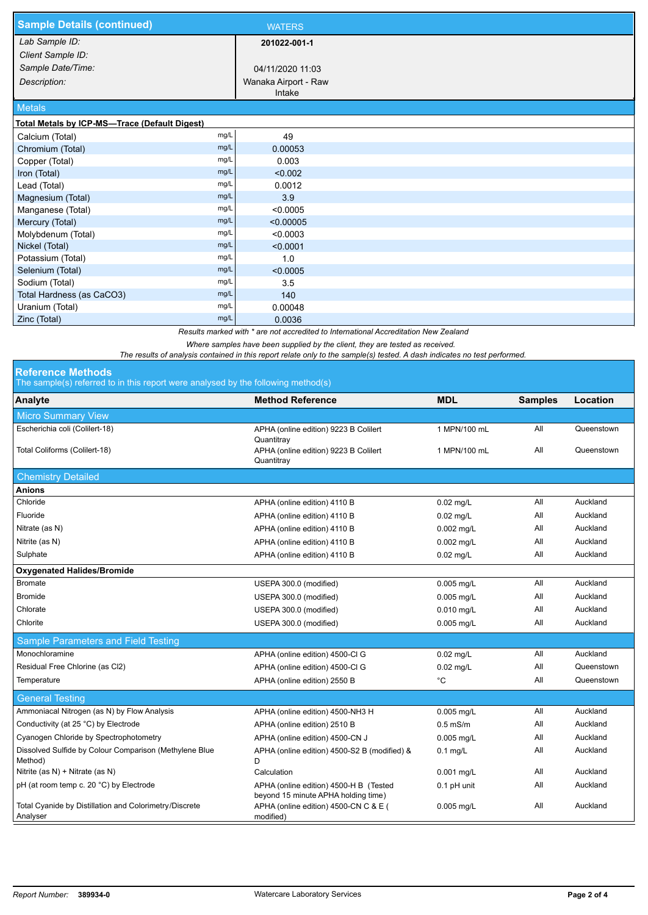## Sample Details (continued) — WATERS

| | |
|---|---|
| *Lab Sample ID:* | **201022-001-1** |
| *Client Sample ID:* | |
| *Sample Date/Time:* | 04/11/2020 11:03 |
| *Description:* | Wanaka Airport - Raw Intake |

## Metals

| **Total Metals by ICP-MS—Trace (Default Digest)** | | |
|---|---|---|
| Calcium (Total) | mg/L | 49 |
| Chromium (Total) | mg/L | 0.00053 |
| Copper (Total) | mg/L | 0.003 |
| Iron (Total) | mg/L | <0.002 |
| Lead (Total) | mg/L | 0.0012 |
| Magnesium (Total) | mg/L | 3.9 |
| Manganese (Total) | mg/L | <0.0005 |
| Mercury (Total) | mg/L | <0.00005 |
| Molybdenum (Total) | mg/L | <0.0003 |
| Nickel (Total) | mg/L | <0.0001 |
| Potassium (Total) | mg/L | 1.0 |
| Selenium (Total) | mg/L | <0.0005 |
| Sodium (Total) | mg/L | 3.5 |
| Total Hardness (as CaCO3) | mg/L | 140 |
| Uranium (Total) | mg/L | 0.00048 |
| Zinc (Total) | mg/L | 0.0036 |

*Results marked with * are not accredited to International Accreditation New Zealand*

*Where samples have been supplied by the client, they are tested as received.*

*The results of analysis contained in this report relate only to the sample(s) tested. A dash indicates no test performed.*

## Reference Methods

The sample(s) referred to in this report were analysed by the following method(s)

| **Analyte** | **Method Reference** | **MDL** | **Samples** | **Location** |
|---|---|---|---|---|
| **Micro Summary View** | | | | |
| Escherichia coli (Colilert-18) | APHA (online edition) 9223 B Colilert Quantitray | 1 MPN/100 mL | All | Queenstown |
| Total Coliforms (Colilert-18) | APHA (online edition) 9223 B Colilert Quantitray | 1 MPN/100 mL | All | Queenstown |
| **Chemistry Detailed** | | | | |
| **Anions** | | | | |
| Chloride | APHA (online edition) 4110 B | 0.02 mg/L | All | Auckland |
| Fluoride | APHA (online edition) 4110 B | 0.02 mg/L | All | Auckland |
| Nitrate (as N) | APHA (online edition) 4110 B | 0.002 mg/L | All | Auckland |
| Nitrite (as N) | APHA (online edition) 4110 B | 0.002 mg/L | All | Auckland |
| Sulphate | APHA (online edition) 4110 B | 0.02 mg/L | All | Auckland |
| **Oxygenated Halides/Bromide** | | | | |
| Bromate | USEPA 300.0 (modified) | 0.005 mg/L | All | Auckland |
| Bromide | USEPA 300.0 (modified) | 0.005 mg/L | All | Auckland |
| Chlorate | USEPA 300.0 (modified) | 0.010 mg/L | All | Auckland |
| Chlorite | USEPA 300.0 (modified) | 0.005 mg/L | All | Auckland |
| **Sample Parameters and Field Testing** | | | | |
| Monochloramine | APHA (online edition) 4500-Cl G | 0.02 mg/L | All | Auckland |
| Residual Free Chlorine (as Cl2) | APHA (online edition) 4500-Cl G | 0.02 mg/L | All | Queenstown |
| Temperature | APHA (online edition) 2550 B | °C | All | Queenstown |
| **General Testing** | | | | |
| Ammoniacal Nitrogen (as N) by Flow Analysis | APHA (online edition) 4500-NH3 H | 0.005 mg/L | All | Auckland |
| Conductivity (at 25 °C) by Electrode | APHA (online edition) 2510 B | 0.5 mS/m | All | Auckland |
| Cyanogen Chloride by Spectrophotometry | APHA (online edition) 4500-CN J | 0.005 mg/L | All | Auckland |
| Dissolved Sulfide by Colour Comparison (Methylene Blue Method) | APHA (online edition) 4500-S2 B (modified) & D | 0.1 mg/L | All | Auckland |
| Nitrite (as N) + Nitrate (as N) | Calculation | 0.001 mg/L | All | Auckland |
| pH (at room temp c. 20 °C) by Electrode | APHA (online edition) 4500-H B (Tested beyond 15 minute APHA holding time) | 0.1 pH unit | All | Auckland |
| Total Cyanide by Distillation and Colorimetry/Discrete Analyser | APHA (online edition) 4500-CN C & E ( modified) | 0.005 mg/L | All | Auckland |

*Report Number:* **389934-0** — Watercare Laboratory Services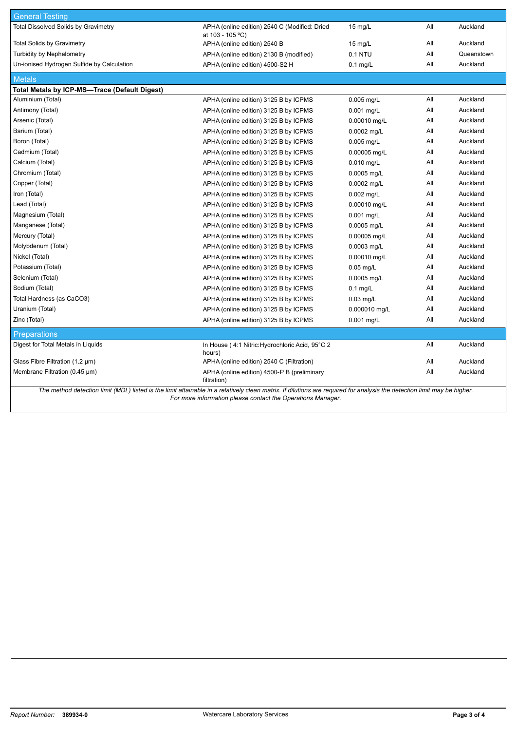| General Testing | | | | |
|---|---|---|---|---|
| Total Dissolved Solids by Gravimetry | APHA (online edition) 2540 C (Modified: Dried at 103 - 105 °C) | 15 mg/L | All | Auckland |
| Total Solids by Gravimetry | APHA (online edition) 2540 B | 15 mg/L | All | Auckland |
| Turbidity by Nephelometry | APHA (online edition) 2130 B (modified) | 0.1 NTU | All | Queenstown |
| Un-ionised Hydrogen Sulfide by Calculation | APHA (online edition) 4500-S2 H | 0.1 mg/L | All | Auckland |
| **Metals** | | | | |
| **Total Metals by ICP-MS—Trace (Default Digest)** | | | | |
| Aluminium (Total) | APHA (online edition) 3125 B by ICPMS | 0.005 mg/L | All | Auckland |
| Antimony (Total) | APHA (online edition) 3125 B by ICPMS | 0.001 mg/L | All | Auckland |
| Arsenic (Total) | APHA (online edition) 3125 B by ICPMS | 0.00010 mg/L | All | Auckland |
| Barium (Total) | APHA (online edition) 3125 B by ICPMS | 0.0002 mg/L | All | Auckland |
| Boron (Total) | APHA (online edition) 3125 B by ICPMS | 0.005 mg/L | All | Auckland |
| Cadmium (Total) | APHA (online edition) 3125 B by ICPMS | 0.00005 mg/L | All | Auckland |
| Calcium (Total) | APHA (online edition) 3125 B by ICPMS | 0.010 mg/L | All | Auckland |
| Chromium (Total) | APHA (online edition) 3125 B by ICPMS | 0.0005 mg/L | All | Auckland |
| Copper (Total) | APHA (online edition) 3125 B by ICPMS | 0.0002 mg/L | All | Auckland |
| Iron (Total) | APHA (online edition) 3125 B by ICPMS | 0.002 mg/L | All | Auckland |
| Lead (Total) | APHA (online edition) 3125 B by ICPMS | 0.00010 mg/L | All | Auckland |
| Magnesium (Total) | APHA (online edition) 3125 B by ICPMS | 0.001 mg/L | All | Auckland |
| Manganese (Total) | APHA (online edition) 3125 B by ICPMS | 0.0005 mg/L | All | Auckland |
| Mercury (Total) | APHA (online edition) 3125 B by ICPMS | 0.00005 mg/L | All | Auckland |
| Molybdenum (Total) | APHA (online edition) 3125 B by ICPMS | 0.0003 mg/L | All | Auckland |
| Nickel (Total) | APHA (online edition) 3125 B by ICPMS | 0.00010 mg/L | All | Auckland |
| Potassium (Total) | APHA (online edition) 3125 B by ICPMS | 0.05 mg/L | All | Auckland |
| Selenium (Total) | APHA (online edition) 3125 B by ICPMS | 0.0005 mg/L | All | Auckland |
| Sodium (Total) | APHA (online edition) 3125 B by ICPMS | 0.1 mg/L | All | Auckland |
| Total Hardness (as CaCO3) | APHA (online edition) 3125 B by ICPMS | 0.03 mg/L | All | Auckland |
| Uranium (Total) | APHA (online edition) 3125 B by ICPMS | 0.000010 mg/L | All | Auckland |
| Zinc (Total) | APHA (online edition) 3125 B by ICPMS | 0.001 mg/L | All | Auckland |
| **Preparations** | | | | |
| Digest for Total Metals in Liquids | In House ( 4:1 Nitric:Hydrochloric Acid, 95°C 2 hours) | | All | Auckland |
| Glass Fibre Filtration (1.2 µm) | APHA (online edition) 2540 C (Filtration) | | All | Auckland |
| Membrane Filtration (0.45 µm) | APHA (online edition) 4500-P B (preliminary filtration) | | All | Auckland |

*The method detection limit (MDL) listed is the limit attainable in a relatively clean matrix. If dilutions are required for analysis the detection limit may be higher. For more information please contact the Operations Manager.*

*Report Number:* **389934-0** Watercare Laboratory Services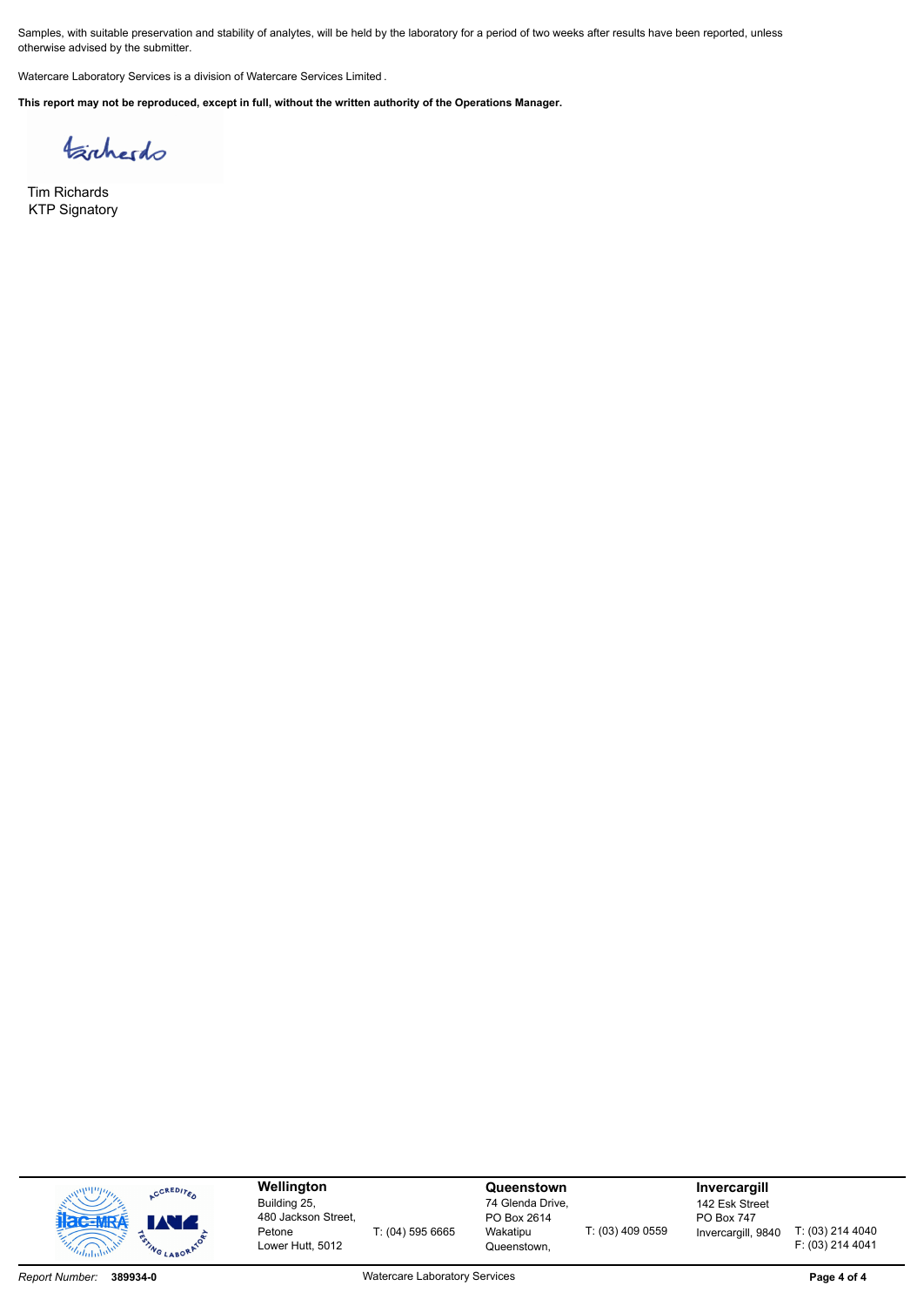Samples, with suitable preservation and stability of analytes, will be held by the laboratory for a period of two weeks after results have been reported, unless otherwise advised by the submitter.

Watercare Laboratory Services is a division of Watercare Services Limited .

**This report may not be reproduced, except in full, without the written authority of the Operations Manager.**

Tim Richards
KTP Signatory

**Wellington**
Building 25,
480 Jackson Street,
Petone
Lower Hutt, 5012
T: (04) 595 6665

**Queenstown**
74 Glenda Drive,
PO Box 2614
Wakatipu
Queenstown,
T: (03) 409 0559

**Invercargill**
142 Esk Street
PO Box 747
Invercargill, 9840
T: (03) 214 4040
F: (03) 214 4041